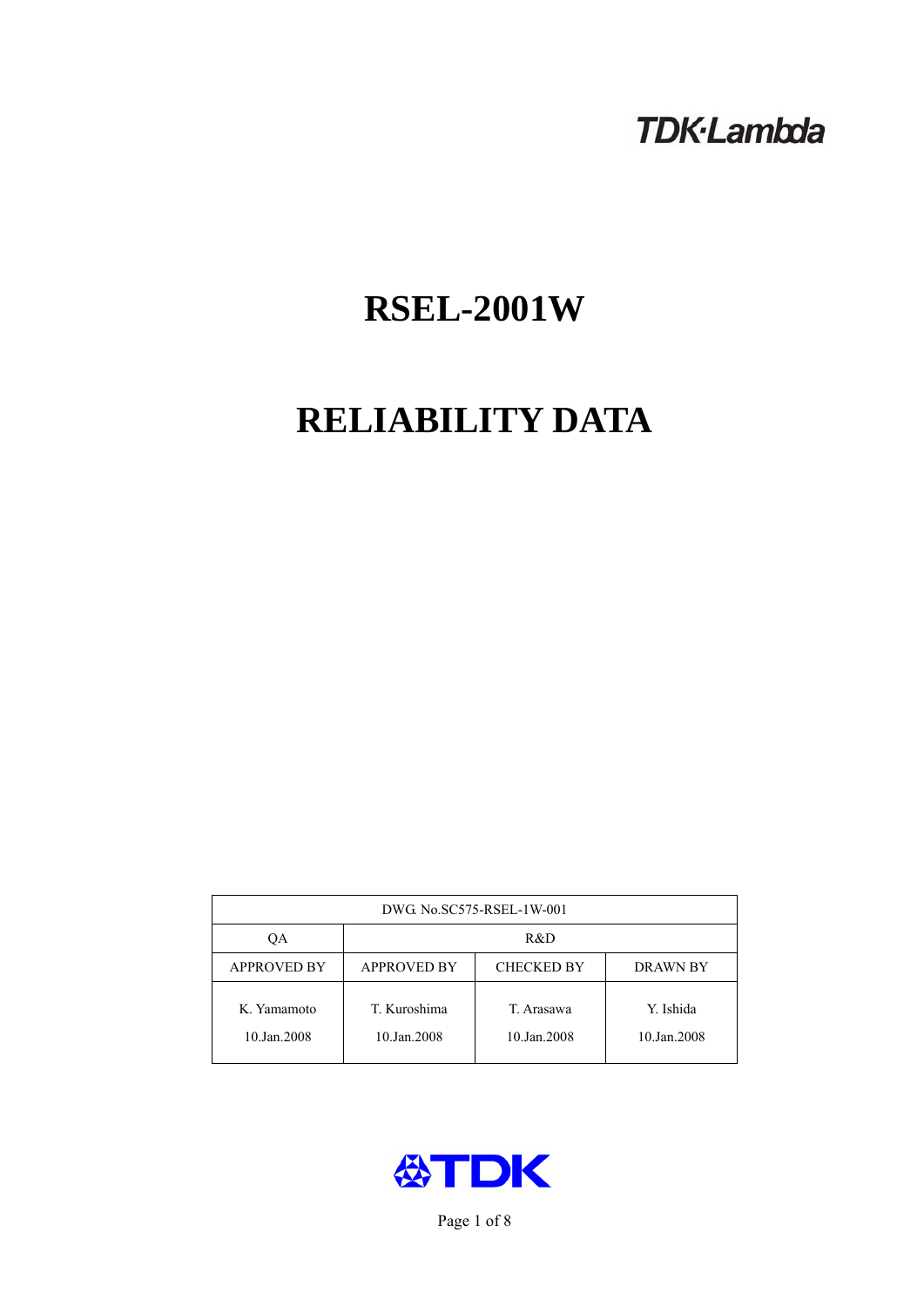TDK·Lambda

# RSEL-2001W

# RELIABILITY DATA

| DWG. No.SC575-RSEL-1W-001 | | | |
|---|---|---|---|
| QA | R&D | | |
| APPROVED BY | APPROVED BY | CHECKED BY | DRAWN BY |
| K. Yamamoto<br>10.Jan.2008 | T. Kuroshima<br>10.Jan.2008 | T. Arasawa<br>10.Jan.2008 | Y. Ishida<br>10.Jan.2008 |

TDK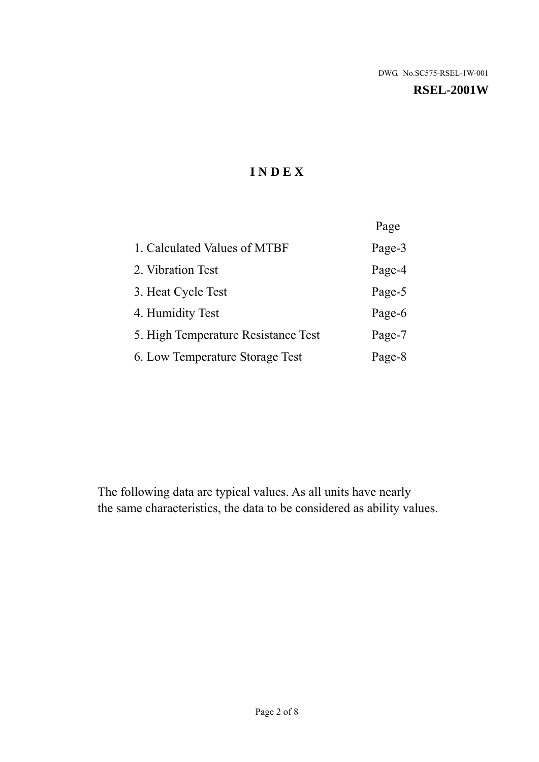DWG. No.SC575-RSEL-1W-001

**RSEL-2001W**

# INDEX

| | Page |
|---|---|
| 1. Calculated Values of MTBF | Page-3 |
| 2. Vibration Test | Page-4 |
| 3. Heat Cycle Test | Page-5 |
| 4. Humidity Test | Page-6 |
| 5. High Temperature Resistance Test | Page-7 |
| 6. Low Temperature Storage Test | Page-8 |

The following data are typical values. As all units have nearly
the same characteristics, the data to be considered as ability values.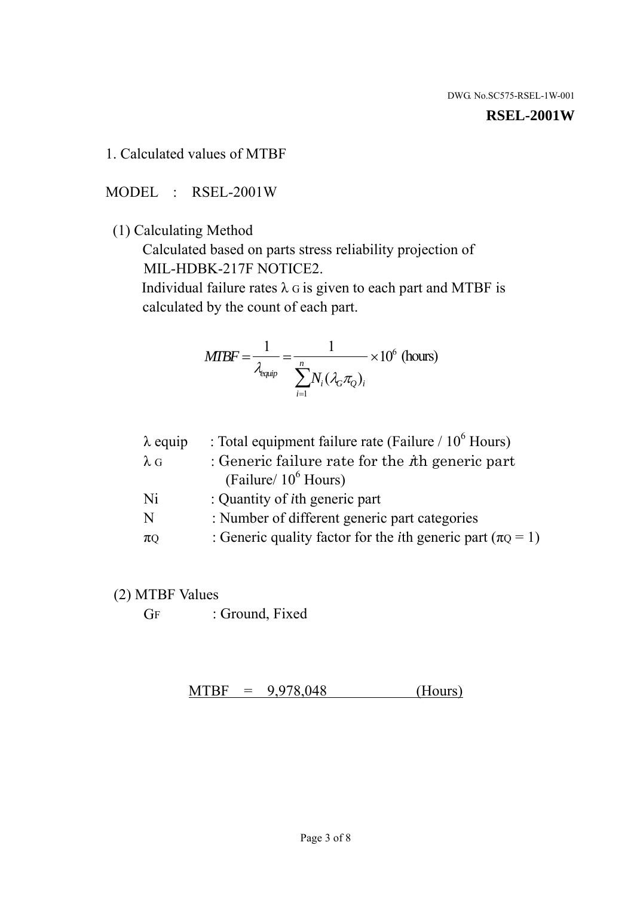DWG. No.SC575-RSEL-1W-001

**RSEL-2001W**

## 1. Calculated values of MTBF

MODEL : RSEL-2001W

(1) Calculating Method

Calculated based on parts stress reliability projection of MIL-HDBK-217F NOTICE2.

Individual failure rates $\lambda_G$ is given to each part and MTBF is calculated by the count of each part.

$$MTBF = \frac{1}{\lambda_{equip}} = \frac{1}{\sum_{i=1}^{n} N_i (\lambda_G \pi_Q)_i} \times 10^6 \text{ (hours)}$$

| | |
|---|---|
| $\lambda$ equip | : Total equipment failure rate (Failure / $10^6$ Hours) |
| $\lambda_G$ | : Generic failure rate for the $i$th generic part (Failure/ $10^6$ Hours) |
| Ni | : Quantity of $i$th generic part |
| N | : Number of different generic part categories |
| $\pi_Q$ | : Generic quality factor for the $i$th generic part ($\pi_Q = 1$) |

(2) MTBF Values

$G_F$ : Ground, Fixed

MTBF = 9,978,048 (Hours)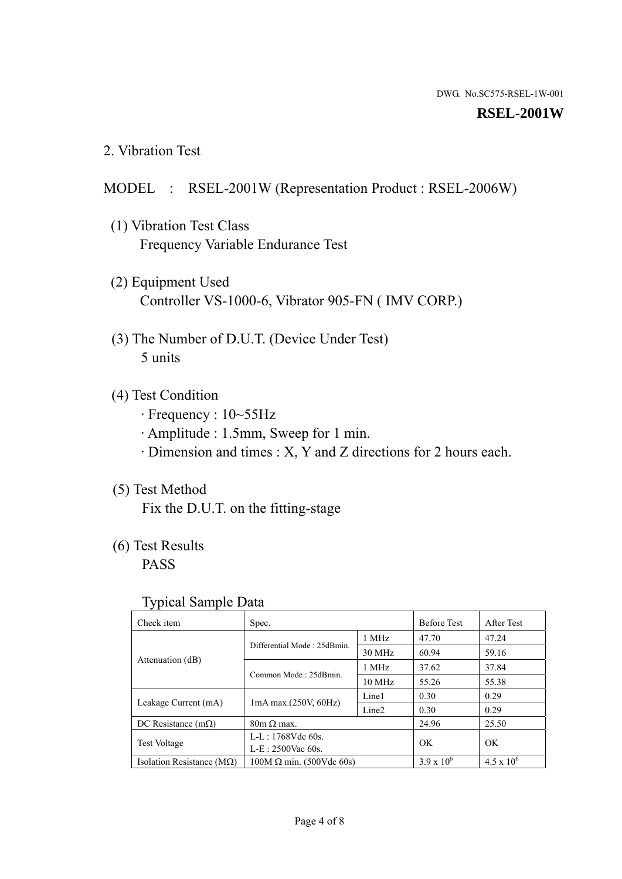DWG. No.SC575-RSEL-1W-001

**RSEL-2001W**

## 2. Vibration Test

MODEL : RSEL-2001W (Representation Product : RSEL-2006W)

(1) Vibration Test Class
Frequency Variable Endurance Test

(2) Equipment Used
Controller VS-1000-6, Vibrator 905-FN ( IMV CORP.)

(3) The Number of D.U.T. (Device Under Test)
5 units

(4) Test Condition
· Frequency : 10~55Hz
· Amplitude : 1.5mm, Sweep for 1 min.
· Dimension and times : X, Y and Z directions for 2 hours each.

(5) Test Method
Fix the D.U.T. on the fitting-stage

(6) Test Results
PASS

Typical Sample Data

| Check item | Spec. | | Before Test | After Test |
|---|---|---|---|---|
| Attenuation (dB) | Differential Mode : 25dBmin. | 1 MHz | 47.70 | 47.24 |
| | | 30 MHz | 60.94 | 59.16 |
| | Common Mode : 25dBmin. | 1 MHz | 37.62 | 37.84 |
| | | 10 MHz | 55.26 | 55.38 |
| Leakage Current (mA) | 1mA max.(250V, 60Hz) | Line1 | 0.30 | 0.29 |
| | | Line2 | 0.30 | 0.29 |
| DC Resistance (mΩ) | 80m Ω max. | | 24.96 | 25.50 |
| Test Voltage | L-L : 1768Vdc 60s.<br>L-E : 2500Vac 60s. | | OK | OK |
| Isolation Resistance (MΩ) | 100M Ω min. (500Vdc 60s) | | $3.9 \times 10^6$ | $4.5 \times 10^6$ |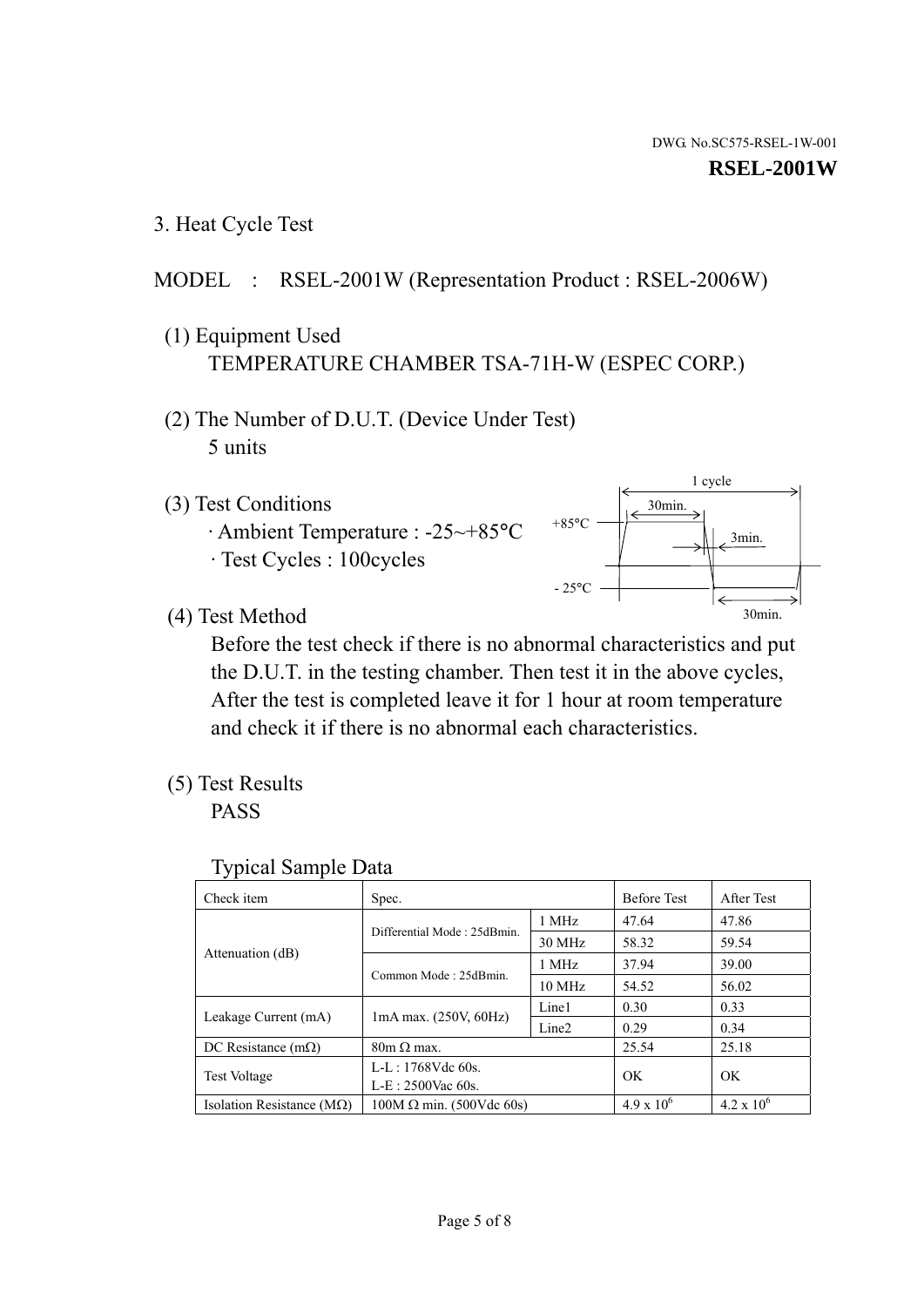DWG. No.SC575-RSEL-1W-001

**RSEL-2001W**

## 3. Heat Cycle Test

MODEL : RSEL-2001W (Representation Product : RSEL-2006W)

(1) Equipment Used
TEMPERATURE CHAMBER TSA-71H-W (ESPEC CORP.)

(2) The Number of D.U.T. (Device Under Test)
5 units

(3) Test Conditions
· Ambient Temperature : -25~+85°C
· Test Cycles : 100cycles

1 cycle
+85°C 30min.
3min.
- 25°C 30min.

(4) Test Method
Before the test check if there is no abnormal characteristics and put the D.U.T. in the testing chamber. Then test it in the above cycles, After the test is completed leave it for 1 hour at room temperature and check it if there is no abnormal each characteristics.

(5) Test Results
PASS

Typical Sample Data

| Check item | Spec. | | Before Test | After Test |
|---|---|---|---|---|
| Attenuation (dB) | Differential Mode : 25dBmin. | 1 MHz | 47.64 | 47.86 |
| | | 30 MHz | 58.32 | 59.54 |
| | Common Mode : 25dBmin. | 1 MHz | 37.94 | 39.00 |
| | | 10 MHz | 54.52 | 56.02 |
| Leakage Current (mA) | 1mA max. (250V, 60Hz) | Line1 | 0.30 | 0.33 |
| | | Line2 | 0.29 | 0.34 |
| DC Resistance (mΩ) | 80m Ω max. | | 25.54 | 25.18 |
| Test Voltage | L-L : 1768Vdc 60s.<br>L-E : 2500Vac 60s. | | OK | OK |
| Isolation Resistance (MΩ) | 100M Ω min. (500Vdc 60s) | | $4.9 \times 10^6$ | $4.2 \times 10^6$ |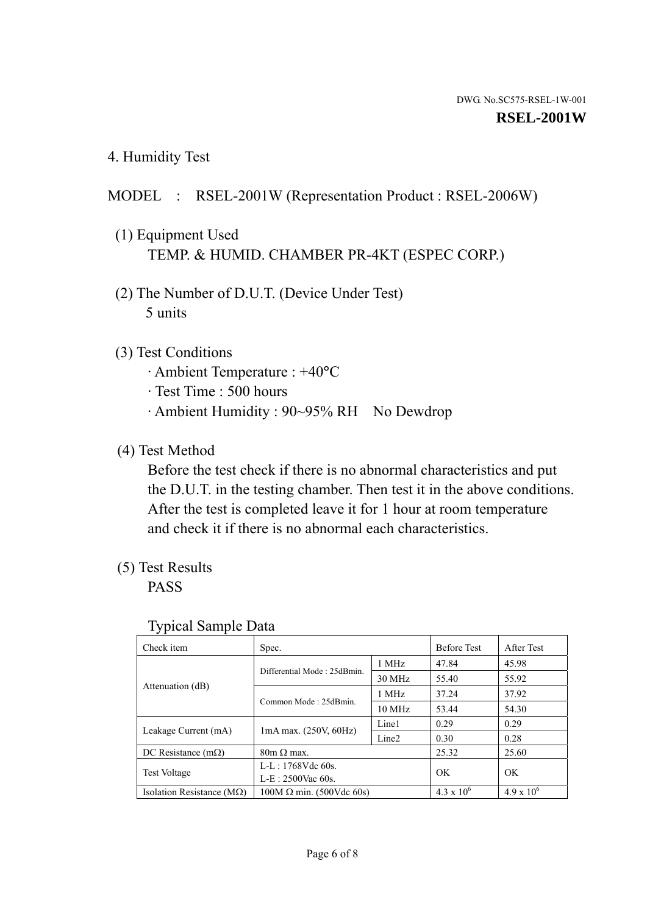DWG. No.SC575-RSEL-1W-001

**RSEL-2001W**

## 4. Humidity Test

MODEL : RSEL-2001W (Representation Product : RSEL-2006W)

(1) Equipment Used
TEMP. & HUMID. CHAMBER PR-4KT (ESPEC CORP.)

(2) The Number of D.U.T. (Device Under Test)
5 units

(3) Test Conditions
· Ambient Temperature : +40°C
· Test Time : 500 hours
· Ambient Humidity : 90~95% RH  No Dewdrop

(4) Test Method
Before the test check if there is no abnormal characteristics and put the D.U.T. in the testing chamber. Then test it in the above conditions. After the test is completed leave it for 1 hour at room temperature and check it if there is no abnormal each characteristics.

(5) Test Results
PASS

Typical Sample Data

| Check item | Spec. | | Before Test | After Test |
|---|---|---|---|---|
| Attenuation (dB) | Differential Mode : 25dBmin. | 1 MHz | 47.84 | 45.98 |
| | | 30 MHz | 55.40 | 55.92 |
| | Common Mode : 25dBmin. | 1 MHz | 37.24 | 37.92 |
| | | 10 MHz | 53.44 | 54.30 |
| Leakage Current (mA) | 1mA max. (250V, 60Hz) | Line1 | 0.29 | 0.29 |
| | | Line2 | 0.30 | 0.28 |
| DC Resistance (mΩ) | 80m Ω max. | | 25.32 | 25.60 |
| Test Voltage | L-L : 1768Vdc 60s.<br>L-E : 2500Vac 60s. | | OK | OK |
| Isolation Resistance (MΩ) | 100M Ω min. (500Vdc 60s) | | $4.3 \times 10^6$ | $4.9 \times 10^6$ |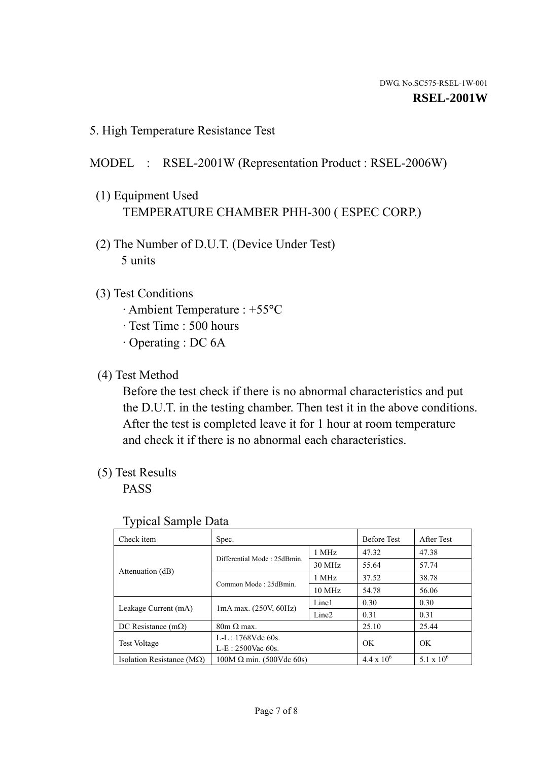DWG. No.SC575-RSEL-1W-001

**RSEL-2001W**

## 5. High Temperature Resistance Test

MODEL : RSEL-2001W (Representation Product : RSEL-2006W)

(1) Equipment Used

TEMPERATURE CHAMBER PHH-300 ( ESPEC CORP.)

(2) The Number of D.U.T. (Device Under Test)

5 units

(3) Test Conditions

- Ambient Temperature : +55°C
- Test Time : 500 hours
- Operating : DC 6A

(4) Test Method

Before the test check if there is no abnormal characteristics and put the D.U.T. in the testing chamber. Then test it in the above conditions. After the test is completed leave it for 1 hour at room temperature and check it if there is no abnormal each characteristics.

(5) Test Results

PASS

Typical Sample Data

| Check item | Spec. | | Before Test | After Test |
|---|---|---|---|---|
| Attenuation (dB) | Differential Mode : 25dBmin. | 1 MHz | 47.32 | 47.38 |
| | | 30 MHz | 55.64 | 57.74 |
| | Common Mode : 25dBmin. | 1 MHz | 37.52 | 38.78 |
| | | 10 MHz | 54.78 | 56.06 |
| Leakage Current (mA) | 1mA max. (250V, 60Hz) | Line1 | 0.30 | 0.30 |
| | | Line2 | 0.31 | 0.31 |
| DC Resistance (mΩ) | 80m Ω max. | | 25.10 | 25.44 |
| Test Voltage | L-L : 1768Vdc 60s.<br>L-E : 2500Vac 60s. | | OK | OK |
| Isolation Resistance (MΩ) | 100M Ω min. (500Vdc 60s) | | $4.4 \times 10^6$ | $5.1 \times 10^6$ |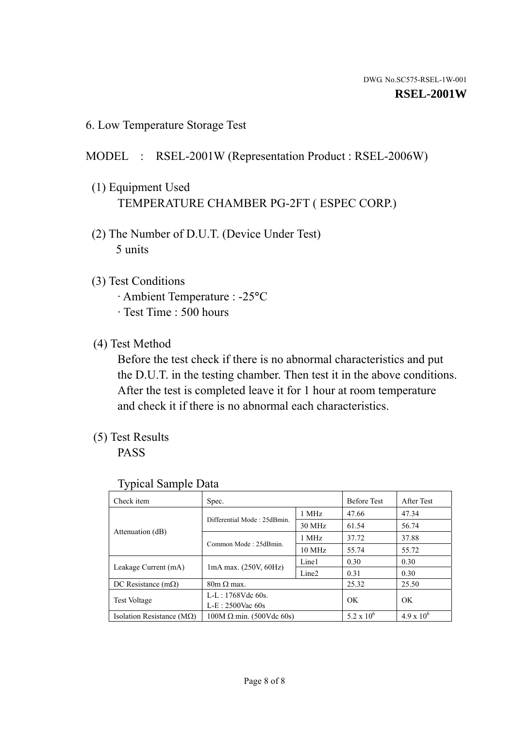DWG. No.SC575-RSEL-1W-001

**RSEL-2001W**

## 6. Low Temperature Storage Test

MODEL : RSEL-2001W (Representation Product : RSEL-2006W)

(1) Equipment Used
TEMPERATURE CHAMBER PG-2FT ( ESPEC CORP.)

(2) The Number of D.U.T. (Device Under Test)
5 units

(3) Test Conditions
· Ambient Temperature : -25°C
· Test Time : 500 hours

(4) Test Method
Before the test check if there is no abnormal characteristics and put the D.U.T. in the testing chamber. Then test it in the above conditions. After the test is completed leave it for 1 hour at room temperature and check it if there is no abnormal each characteristics.

(5) Test Results
PASS

Typical Sample Data

| Check item | Spec. | | Before Test | After Test |
|---|---|---|---|---|
| Attenuation (dB) | Differential Mode : 25dBmin. | 1 MHz | 47.66 | 47.34 |
| | | 30 MHz | 61.54 | 56.74 |
| | Common Mode : 25dBmin. | 1 MHz | 37.72 | 37.88 |
| | | 10 MHz | 55.74 | 55.72 |
| Leakage Current (mA) | 1mA max. (250V, 60Hz) | Line1 | 0.30 | 0.30 |
| | | Line2 | 0.31 | 0.30 |
| DC Resistance (mΩ) | 80m Ω max. | | 25.32 | 25.50 |
| Test Voltage | L-L : 1768Vdc 60s.<br>L-E : 2500Vac 60s | | OK | OK |
| Isolation Resistance (MΩ) | 100M Ω min. (500Vdc 60s) | | $5.2 \times 10^6$ | $4.9 \times 10^6$ |